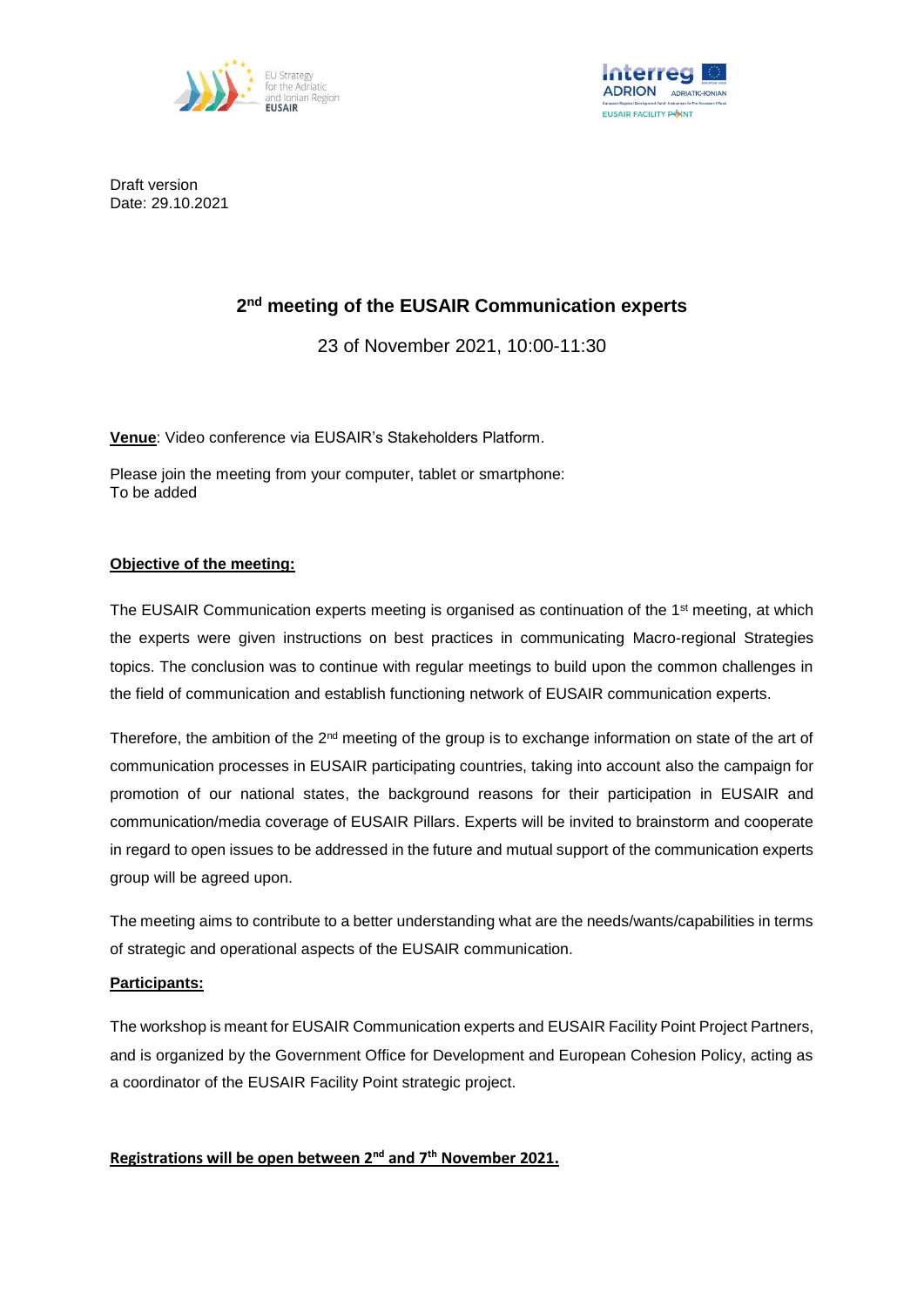Draft version
Date: 29.10.2021

# 2nd meeting of the EUSAIR Communication experts

23 of November 2021, 10:00-11:30

**Venue**: Video conference via EUSAIR's Stakeholders Platform.

Please join the meeting from your computer, tablet or smartphone:
To be added

**Objective of the meeting:**

The EUSAIR Communication experts meeting is organised as continuation of the 1st meeting, at which the experts were given instructions on best practices in communicating Macro-regional Strategies topics. The conclusion was to continue with regular meetings to build upon the common challenges in the field of communication and establish functioning network of EUSAIR communication experts.

Therefore, the ambition of the 2nd meeting of the group is to exchange information on state of the art of communication processes in EUSAIR participating countries, taking into account also the campaign for promotion of our national states, the background reasons for their participation in EUSAIR and communication/media coverage of EUSAIR Pillars. Experts will be invited to brainstorm and cooperate in regard to open issues to be addressed in the future and mutual support of the communication experts group will be agreed upon.

The meeting aims to contribute to a better understanding what are the needs/wants/capabilities in terms of strategic and operational aspects of the EUSAIR communication.

**Participants:**

The workshop is meant for EUSAIR Communication experts and EUSAIR Facility Point Project Partners, and is organized by the Government Office for Development and European Cohesion Policy, acting as a coordinator of the EUSAIR Facility Point strategic project.

**Registrations will be open between 2nd and 7th November 2021.**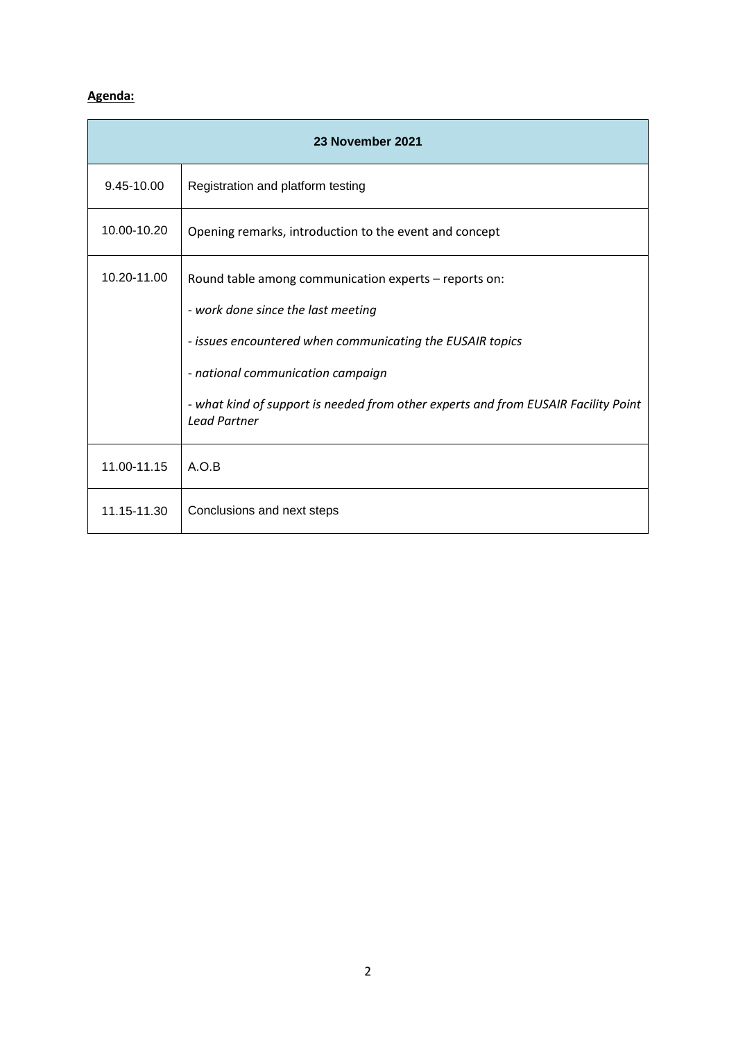**Agenda:**

| 23 November 2021 | |
|---|---|
| 9.45-10.00 | Registration and platform testing |
| 10.00-10.20 | Opening remarks, introduction to the event and concept |
| 10.20-11.00 | Round table among communication experts – reports on:<br>*- work done since the last meeting*<br>*- issues encountered when communicating the EUSAIR topics*<br>*- national communication campaign*<br>*- what kind of support is needed from other experts and from EUSAIR Facility Point Lead Partner* |
| 11.00-11.15 | A.O.B |
| 11.15-11.30 | Conclusions and next steps |